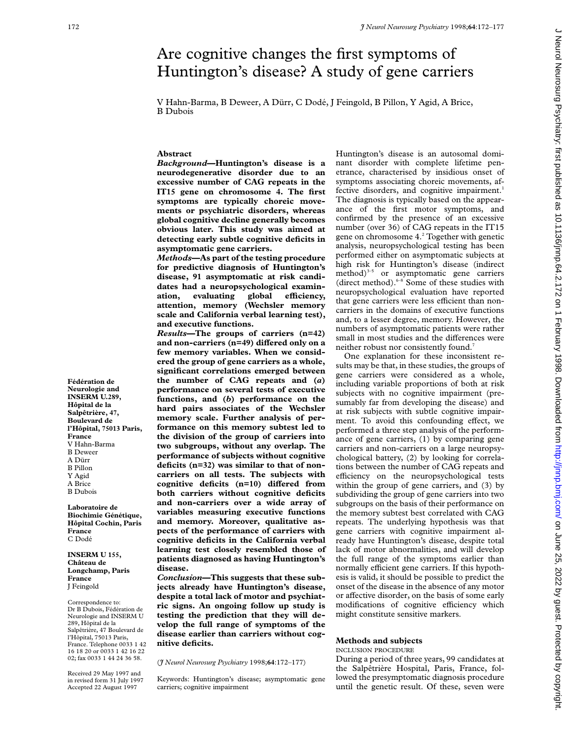# Are cognitive changes the first symptoms of Huntington's disease? A study of gene carriers

V Hahn-Barma, B Deweer, A Dürr, C Dodé, J Feingold, B Pillon, Y Agid, A Brice, B Dubois

**Fédération de Neurologie and INSERM U.289, Hôpital de la Salpêtrière, 47, Boulevard de l'Hôpital, 75013 Paris, France**
V Hahn-Barma
B Deweer
A Dürr
B Pillon
Y Agid
A Brice
B Dubois

**Laboratoire de Biochimie Génétique, Hôpital Cochin, Paris France**
C Dodé

**INSERM U 155, Château de Longchamp, Paris France**
J Feingold

Correspondence to: Dr B Dubois, Fédération de Neurologie and INSERM U 289, Hôpital de la Salpêtrière, 47 Boulevard de l'Hôpital, 75013 Paris, France. Telephone 0033 1 42 16 18 20 or 0033 1 42 16 22 02; fax 0033 1 44 24 36 58.

Received 29 May 1997 and in revised form 31 July 1997
Accepted 22 August 1997

## Abstract

***Background*—Huntington's disease is a neurodegenerative disorder due to an excessive number of CAG repeats in the IT15 gene on chromosome 4. The first symptoms are typically choreic movements or psychiatric disorders, whereas global cognitive decline generally becomes obvious later. This study was aimed at detecting early subtle cognitive deficits in asymptomatic gene carriers.**

***Methods*—As part of the testing procedure for predictive diagnosis of Huntington's disease, 91 asymptomatic at risk candidates had a neuropsychological examination, evaluating global efficiency, attention, memory (Wechsler memory scale and California verbal learning test), and executive functions.**

***Results*—The groups of carriers (n=42) and non-carriers (n=49) differed only on a few memory variables. When we considered the group of gene carriers as a whole, significant correlations emerged between the number of CAG repeats and (*a*) performance on several tests of executive functions, and (*b*) performance on the hard pairs associates of the Wechsler memory scale. Further analysis of performance on this memory subtest led to the division of the group of carriers into two subgroups, without any overlap. The performance of subjects without cognitive deficits (n=32) was similar to that of non-carriers on all tests. The subjects with cognitive deficits (n=10) differed from both carriers without cognitive deficits and non-carriers over a wide array of variables measuring executive functions and memory. Moreover, qualitative aspects of the performance of carriers with cognitive deficits in the California verbal learning test closely resembled those of patients diagnosed as having Huntington's disease.**

***Conclusion*—This suggests that these subjects already have Huntington's disease, despite a total lack of motor and psychiatric signs. An ongoing follow up study is testing the prediction that they will develop the full range of symptoms of the disease earlier than carriers without cognitive deficits.**

(*J Neurol Neurosurg Psychiatry* 1998;**64**:172–177)

Keywords: Huntington's disease; asymptomatic gene carriers; cognitive impairment

Huntington's disease is an autosomal dominant disorder with complete lifetime penetrance, characterised by insidious onset of symptoms associating choreic movements, affective disorders, and cognitive impairment.[1] The diagnosis is typically based on the appearance of the first motor symptoms, and confirmed by the presence of an excessive number (over 36) of CAG repeats in the IT15 gene on chromosome 4.[2] Together with genetic analysis, neuropsychological testing has been performed either on asymptomatic subjects at high risk for Huntington's disease (indirect method)[3–5] or asymptomatic gene carriers (direct method).[6–8] Some of these studies with neuropsychological evaluation have reported that gene carriers were less efficient than non-carriers in the domains of executive functions and, to a lesser degree, memory. However, the numbers of asymptomatic patients were rather small in most studies and the differences were neither robust nor consistently found.[7]

One explanation for these inconsistent results may be that, in these studies, the groups of gene carriers were considered as a whole, including variable proportions of both at risk subjects with no cognitive impairment (presumably far from developing the disease) and at risk subjects with subtle cognitive impairment. To avoid this confounding effect, we performed a three step analysis of the performance of gene carriers, (1) by comparing gene carriers and non-carriers on a large neuropsychological battery, (2) by looking for correlations between the number of CAG repeats and efficiency on the neuropsychological tests within the group of gene carriers, and (3) by subdividing the group of gene carriers into two subgroups on the basis of their performance on the memory subtest best correlated with CAG repeats. The underlying hypothesis was that gene carriers with cognitive impairment already have Huntington's disease, despite total lack of motor abnormalities, and will develop the full range of the symptoms earlier than normally efficient gene carriers. If this hypothesis is valid, it should be possible to predict the onset of the disease in the absence of any motor or affective disorder, on the basis of some early modifications of cognitive efficiency which might constitute sensitive markers.

## Methods and subjects

### INCLUSION PROCEDURE

During a period of three years, 99 candidates at the Salpêtrière Hospital, Paris, France, followed the presymptomatic diagnosis procedure until the genetic result. Of these, seven were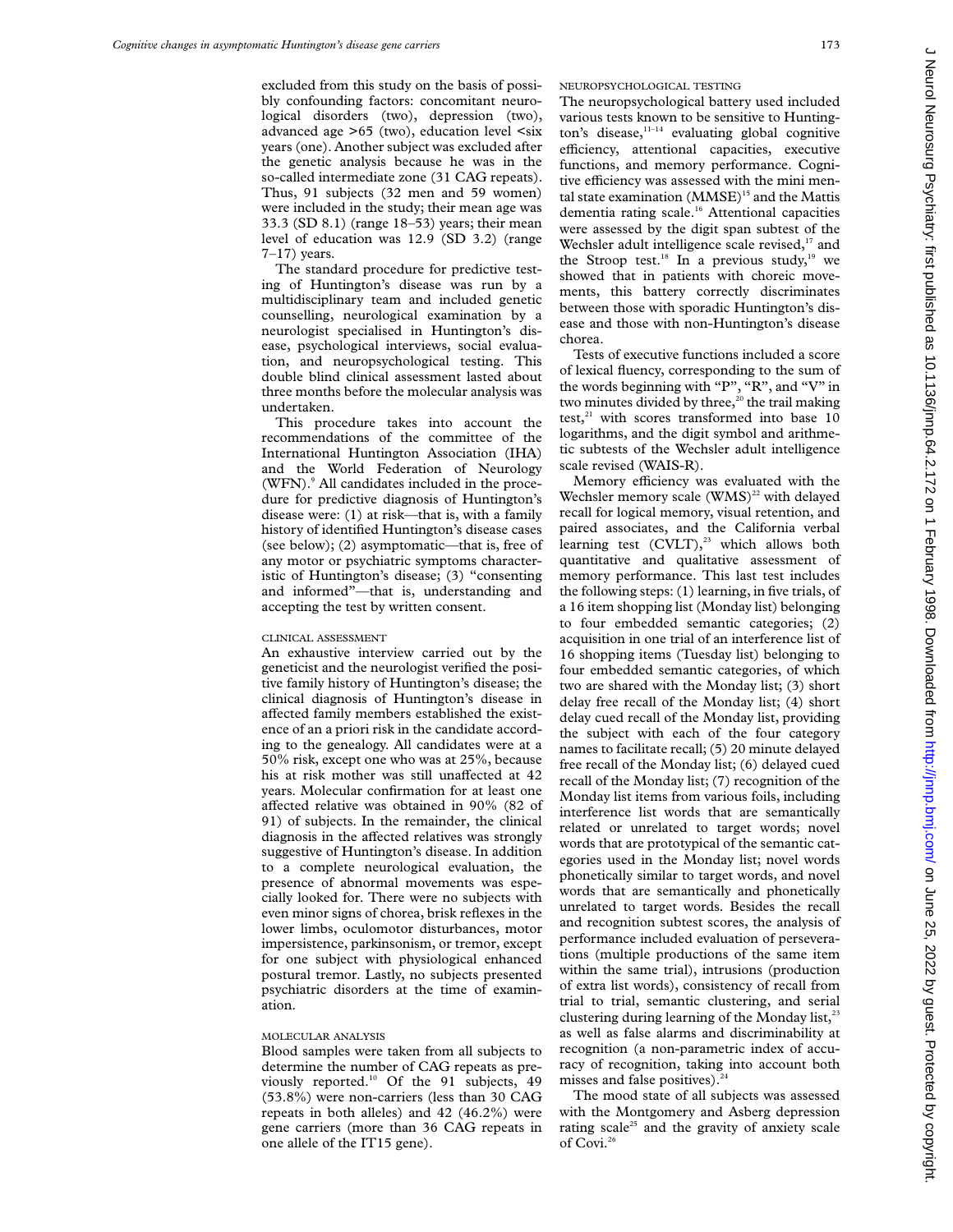excluded from this study on the basis of possibly confounding factors: concomitant neurological disorders (two), depression (two), advanced age >65 (two), education level <six years (one). Another subject was excluded after the genetic analysis because he was in the so-called intermediate zone (31 CAG repeats). Thus, 91 subjects (32 men and 59 women) were included in the study; their mean age was 33.3 (SD 8.1) (range 18–53) years; their mean level of education was 12.9 (SD 3.2) (range 7–17) years.

The standard procedure for predictive testing of Huntington's disease was run by a multidisciplinary team and included genetic counselling, neurological examination by a neurologist specialised in Huntington's disease, psychological interviews, social evaluation, and neuropsychological testing. This double blind clinical assessment lasted about three months before the molecular analysis was undertaken.

This procedure takes into account the recommendations of the committee of the International Huntington Association (IHA) and the World Federation of Neurology (WFN).[9] All candidates included in the procedure for predictive diagnosis of Huntington's disease were: (1) at risk—that is, with a family history of identified Huntington's disease cases (see below); (2) asymptomatic—that is, free of any motor or psychiatric symptoms characteristic of Huntington's disease; (3) "consenting and informed"—that is, understanding and accepting the test by written consent.

### CLINICAL ASSESSMENT

An exhaustive interview carried out by the geneticist and the neurologist verified the positive family history of Huntington's disease; the clinical diagnosis of Huntington's disease in affected family members established the existence of an a priori risk in the candidate according to the genealogy. All candidates were at a 50% risk, except one who was at 25%, because his at risk mother was still unaffected at 42 years. Molecular confirmation for at least one affected relative was obtained in 90% (82 of 91) of subjects. In the remainder, the clinical diagnosis in the affected relatives was strongly suggestive of Huntington's disease. In addition to a complete neurological evaluation, the presence of abnormal movements was especially looked for. There were no subjects with even minor signs of chorea, brisk reflexes in the lower limbs, oculomotor disturbances, motor impersistence, parkinsonism, or tremor, except for one subject with physiological enhanced postural tremor. Lastly, no subjects presented psychiatric disorders at the time of examination.

### MOLECULAR ANALYSIS

Blood samples were taken from all subjects to determine the number of CAG repeats as previously reported.[10] Of the 91 subjects, 49 (53.8%) were non-carriers (less than 30 CAG repeats in both alleles) and 42 (46.2%) were gene carriers (more than 36 CAG repeats in one allele of the IT15 gene).

### NEUROPSYCHOLOGICAL TESTING

The neuropsychological battery used included various tests known to be sensitive to Huntington's disease,[11–14] evaluating global cognitive efficiency, attentional capacities, executive functions, and memory performance. Cognitive efficiency was assessed with the mini mental state examination (MMSE)[15] and the Mattis dementia rating scale.[16] Attentional capacities were assessed by the digit span subtest of the Wechsler adult intelligence scale revised,[17] and the Stroop test.[18] In a previous study,[19] we showed that in patients with choreic movements, this battery correctly discriminates between those with sporadic Huntington's disease and those with non-Huntington's disease chorea.

Tests of executive functions included a score of lexical fluency, corresponding to the sum of the words beginning with "P", "R", and "V" in two minutes divided by three,[20] the trail making test,[21] with scores transformed into base 10 logarithms, and the digit symbol and arithmetic subtests of the Wechsler adult intelligence scale revised (WAIS-R).

Memory efficiency was evaluated with the Wechsler memory scale (WMS)[22] with delayed recall for logical memory, visual retention, and paired associates, and the California verbal learning test (CVLT),[23] which allows both quantitative and qualitative assessment of memory performance. This last test includes the following steps: (1) learning, in five trials, of a 16 item shopping list (Monday list) belonging to four embedded semantic categories; (2) acquisition in one trial of an interference list of 16 shopping items (Tuesday list) belonging to four embedded semantic categories, of which two are shared with the Monday list; (3) short delay free recall of the Monday list; (4) short delay cued recall of the Monday list, providing the subject with each of the four category names to facilitate recall; (5) 20 minute delayed free recall of the Monday list; (6) delayed cued recall of the Monday list; (7) recognition of the Monday list items from various foils, including interference list words that are semantically related or unrelated to target words; novel words that are prototypical of the semantic categories used in the Monday list; novel words phonetically similar to target words, and novel words that are semantically and phonetically unrelated to target words. Besides the recall and recognition subtest scores, the analysis of performance included evaluation of perseverations (multiple productions of the same item within the same trial), intrusions (production of extra list words), consistency of recall from trial to trial, semantic clustering, and serial clustering during learning of the Monday list,[23] as well as false alarms and discriminability at recognition (a non-parametric index of accuracy of recognition, taking into account both misses and false positives).[24]

The mood state of all subjects was assessed with the Montgomery and Asberg depression rating scale[25] and the gravity of anxiety scale of Covi.[26]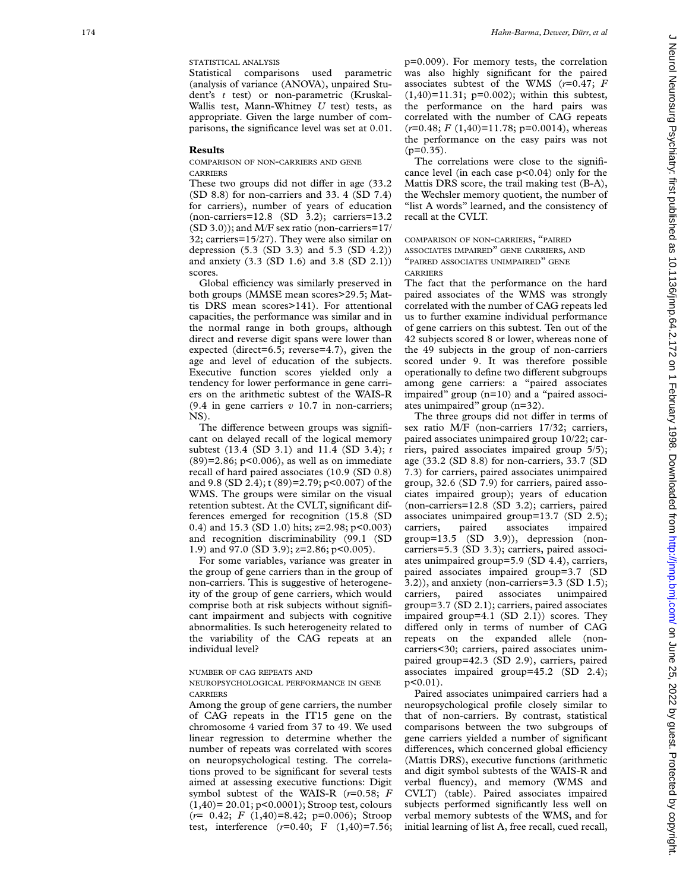### STATISTICAL ANALYSIS

Statistical comparisons used parametric (analysis of variance (ANOVA), unpaired Student's *t* test) or non-parametric (Kruskal-Wallis test, Mann-Whitney *U* test) tests, as appropriate. Given the large number of comparisons, the significance level was set at 0.01.

## Results

### COMPARISON OF NON-CARRIERS AND GENE CARRIERS

These two groups did not differ in age (33.2 (SD 8.8) for non-carriers and 33. 4 (SD 7.4) for carriers), number of years of education (non-carriers=12.8 (SD 3.2); carriers=13.2 (SD 3.0)); and M/F sex ratio (non-carriers=17/32; carriers=15/27). They were also similar on depression (5.3 (SD 3.3) and 5.3 (SD 4.2)) and anxiety (3.3 (SD 1.6) and 3.8 (SD 2.1)) scores.

Global efficiency was similarly preserved in both groups (MMSE mean scores>29.5; Mattis DRS mean scores>141). For attentional capacities, the performance was similar and in the normal range in both groups, although direct and reverse digit spans were lower than expected (direct=6.5; reverse=4.7), given the age and level of education of the subjects. Executive function scores yielded only a tendency for lower performance in gene carriers on the arithmetic subtest of the WAIS-R (9.4 in gene carriers *v* 10.7 in non-carriers; NS).

The difference between groups was significant on delayed recall of the logical memory subtest (13.4 (SD 3.1) and 11.4 (SD 3.4); $t$ (89)=2.86; p<0.006), as well as on immediate recall of hard paired associates (10.9 (SD 0.8) and 9.8 (SD 2.4); t (89)=2.79; p<0.007) of the WMS. The groups were similar on the visual retention subtest. At the CVLT, significant differences emerged for recognition (15.8 (SD 0.4) and 15.3 (SD 1.0) hits; z=2.98; p<0.003) and recognition discriminability (99.1 (SD 1.9) and 97.0 (SD 3.9); z=2.86; p<0.005).

For some variables, variance was greater in the group of gene carriers than in the group of non-carriers. This is suggestive of heterogeneity of the group of gene carriers, which would comprise both at risk subjects without significant impairment and subjects with cognitive abnormalities. Is such heterogeneity related to the variability of the CAG repeats at an individual level?

### NUMBER OF CAG REPEATS AND NEUROPSYCHOLOGICAL PERFORMANCE IN GENE CARRIERS

Among the group of gene carriers, the number of CAG repeats in the IT15 gene on the chromosome 4 varied from 37 to 49. We used linear regression to determine whether the number of repeats was correlated with scores on neuropsychological testing. The correlations proved to be significant for several tests aimed at assessing executive functions: Digit symbol subtest of the WAIS-R ($r$=0.58; $F$ (1,40)= 20.01; p<0.0001); Stroop test, colours ($r$= 0.42; $F$ (1,40)=8.42; p=0.006); Stroop test, interference ($r$=0.40; F (1,40)=7.56; p=0.009). For memory tests, the correlation was also highly significant for the paired associates subtest of the WMS ($r$=0.47; $F$ (1,40)=11.31; p=0.002); within this subtest, the performance on the hard pairs was correlated with the number of CAG repeats ($r$=0.48; $F$ (1,40)=11.78; p=0.0014), whereas the performance on the easy pairs was not (p=0.35).

The correlations were close to the significance level (in each case p<0.04) only for the Mattis DRS score, the trail making test (B-A), the Wechsler memory quotient, the number of "list A words" learned, and the consistency of recall at the CVLT.

### COMPARISON OF NON-CARRIERS, "PAIRED ASSOCIATES IMPAIRED" GENE CARRIERS, AND "PAIRED ASSOCIATES UNIMPAIRED" GENE CARRIERS

The fact that the performance on the hard paired associates of the WMS was strongly correlated with the number of CAG repeats led us to further examine individual performance of gene carriers on this subtest. Ten out of the 42 subjects scored 8 or lower, whereas none of the 49 subjects in the group of non-carriers scored under 9. It was therefore possible operationally to define two different subgroups among gene carriers: a "paired associates impaired" group (n=10) and a "paired associates unimpaired" group (n=32).

The three groups did not differ in terms of sex ratio M/F (non-carriers 17/32; carriers, paired associates unimpaired group 10/22; carriers, paired associates impaired group 5/5); age (33.2 (SD 8.8) for non-carriers, 33.7 (SD 7.3) for carriers, paired associates unimpaired group, 32.6 (SD 7.9) for carriers, paired associates impaired group); years of education (non-carriers=12.8 (SD 3.2); carriers, paired associates unimpaired group=13.7 (SD 2.5); carriers, paired associates impaired group=13.5 (SD 3.9)), depression (non-carriers=5.3 (SD 3.3); carriers, paired associates unimpaired group=5.9 (SD 4.4), carriers, paired associates impaired group=3.7 (SD 3.2)), and anxiety (non-carriers=3.3 (SD 1.5); carriers, paired associates unimpaired group=3.7 (SD 2.1); carriers, paired associates impaired group=4.1 (SD 2.1)) scores. They differed only in terms of number of CAG repeats on the expanded allele (non-carriers<30; carriers, paired associates unimpaired group=42.3 (SD 2.9), carriers, paired associates impaired group=45.2 (SD 2.4); p<0.01).

Paired associates unimpaired carriers had a neuropsychological profile closely similar to that of non-carriers. By contrast, statistical comparisons between the two subgroups of gene carriers yielded a number of significant differences, which concerned global efficiency (Mattis DRS), executive functions (arithmetic and digit symbol subtests of the WAIS-R and verbal fluency), and memory (WMS and CVLT) (table). Paired associates impaired subjects performed significantly less well on verbal memory subtests of the WMS, and for initial learning of list A, free recall, cued recall,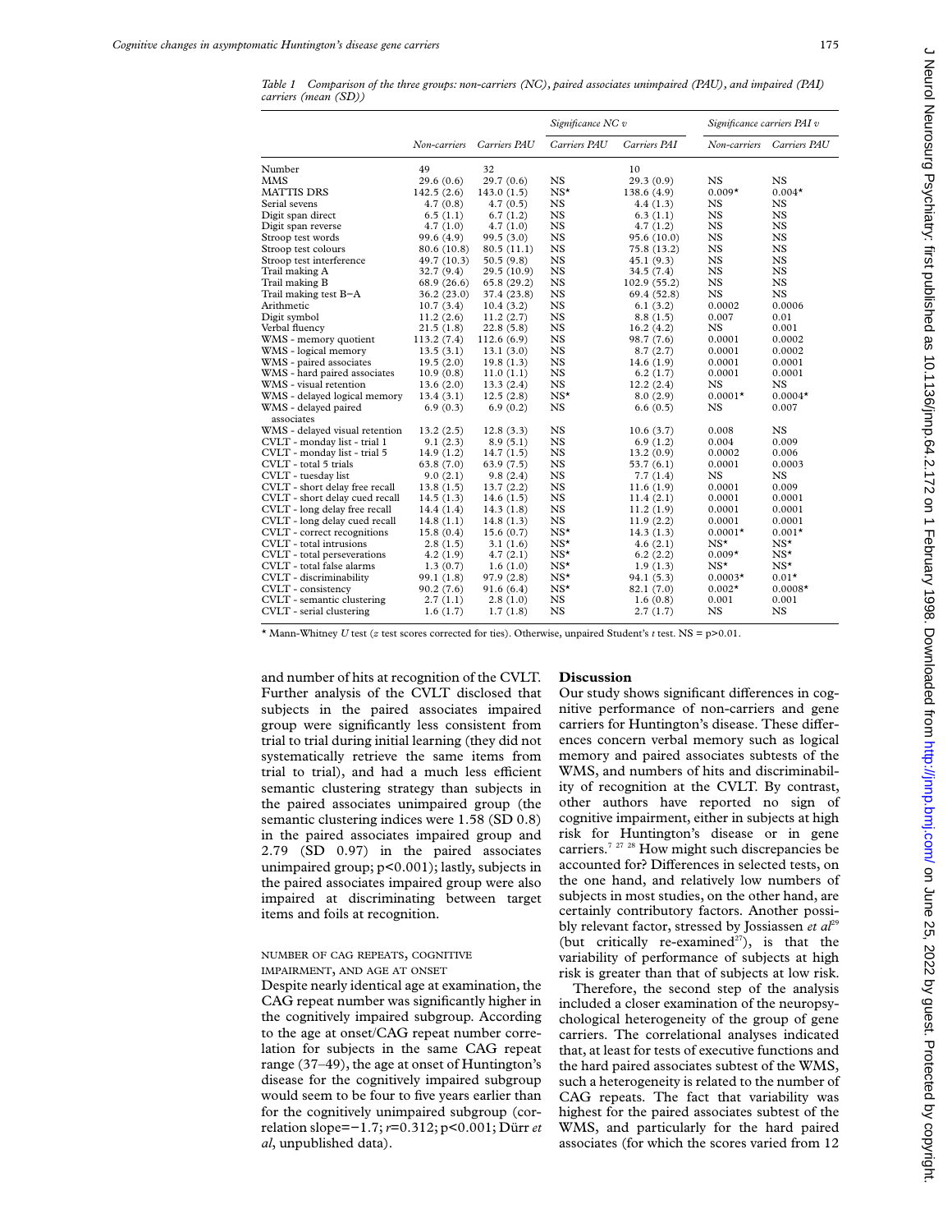*Table 1 Comparison of the three groups: non-carriers (NC), paired associates unimpaired (PAU), and impaired (PAI) carriers (mean (SD))*

| | Non-carriers | Carriers PAU | Significance NC v Carriers PAU | Carriers PAI | Significance carriers PAI v Non-carriers | Significance carriers PAI v Carriers PAU |
|---|---|---|---|---|---|---|
| Number | 49 | 32 | | 10 | | |
| MMS | 29.6 (0.6) | 29.7 (0.6) | NS | 29.3 (0.9) | NS | NS |
| MATTIS DRS | 142.5 (2.6) | 143.0 (1.5) | NS* | 138.6 (4.9) | 0.009* | 0.004* |
| Serial sevens | 4.7 (0.8) | 4.7 (0.5) | NS | 4.4 (1.3) | NS | NS |
| Digit span direct | 6.5 (1.1) | 6.7 (1.2) | NS | 6.3 (1.1) | NS | NS |
| Digit span reverse | 4.7 (1.0) | 4.7 (1.0) | NS | 4.7 (1.2) | NS | NS |
| Stroop test words | 99.6 (4.9) | 99.5 (3.0) | NS | 95.6 (10.0) | NS | NS |
| Stroop test colours | 80.6 (10.8) | 80.5 (11.1) | NS | 75.8 (13.2) | NS | NS |
| Stroop test interference | 49.7 (10.3) | 50.5 (9.8) | NS | 45.1 (9.3) | NS | NS |
| Trail making A | 32.7 (9.4) | 29.5 (10.9) | NS | 34.5 (7.4) | NS | NS |
| Trail making B | 68.9 (26.6) | 65.8 (29.2) | NS | 102.9 (55.2) | NS | NS |
| Trail making test B−A | 36.2 (23.0) | 37.4 (23.8) | NS | 69.4 (52.8) | NS | NS |
| Arithmetic | 10.7 (3.4) | 10.4 (3.2) | NS | 6.1 (3.2) | 0.0002 | 0.0006 |
| Digit symbol | 11.2 (2.6) | 11.2 (2.7) | NS | 8.8 (1.5) | 0.007 | 0.01 |
| Verbal fluency | 21.5 (1.8) | 22.8 (5.8) | NS | 16.2 (4.2) | NS | 0.001 |
| WMS - memory quotient | 113.2 (7.4) | 112.6 (6.9) | NS | 98.7 (7.6) | 0.0001 | 0.0002 |
| WMS - logical memory | 13.5 (3.1) | 13.1 (3.0) | NS | 8.7 (2.7) | 0.0001 | 0.0002 |
| WMS - paired associates | 19.5 (2.0) | 19.8 (1.3) | NS | 14.6 (1.9) | 0.0001 | 0.0001 |
| WMS - hard paired associates | 10.9 (0.8) | 11.0 (1.1) | NS | 6.2 (1.7) | 0.0001 | 0.0001 |
| WMS - visual retention | 13.6 (2.0) | 13.3 (2.4) | NS | 12.2 (2.4) | NS | NS |
| WMS - delayed logical memory | 13.4 (3.1) | 12.5 (2.8) | NS* | 8.0 (2.9) | 0.0001* | 0.0004* |
| WMS - delayed paired associates | 6.9 (0.3) | 6.9 (0.2) | NS | 6.6 (0.5) | NS | 0.007 |
| WMS - delayed visual retention | 13.2 (2.5) | 12.8 (3.3) | NS | 10.6 (3.7) | 0.008 | NS |
| CVLT - monday list - trial 1 | 9.1 (2.3) | 8.9 (5.1) | NS | 6.9 (1.2) | 0.004 | 0.009 |
| CVLT - monday list - trial 5 | 14.9 (1.2) | 14.7 (1.5) | NS | 13.2 (0.9) | 0.0002 | 0.006 |
| CVLT - total 5 trials | 63.8 (7.0) | 63.9 (7.5) | NS | 53.7 (6.1) | 0.0001 | 0.0003 |
| CVLT - tuesday list | 9.0 (2.1) | 9.8 (2.4) | NS | 7.7 (1.4) | NS | NS |
| CVLT - short delay free recall | 13.8 (1.5) | 13.7 (2.2) | NS | 11.6 (1.9) | 0.0001 | 0.009 |
| CVLT - short delay cued recall | 14.5 (1.3) | 14.6 (1.5) | NS | 11.4 (2.1) | 0.0001 | 0.0001 |
| CVLT - long delay free recall | 14.4 (1.4) | 14.3 (1.8) | NS | 11.2 (1.9) | 0.0001 | 0.0001 |
| CVLT - long delay cued recall | 14.8 (1.1) | 14.8 (1.3) | NS | 11.9 (2.2) | 0.0001 | 0.0001 |
| CVLT - correct recognitions | 15.8 (0.4) | 15.6 (0.7) | NS* | 14.3 (1.3) | 0.0001* | 0.001* |
| CVLT - total intrusions | 2.8 (1.5) | 3.1 (1.6) | NS* | 4.6 (2.1) | NS* | NS* |
| CVLT - total perseverations | 4.2 (1.9) | 4.7 (2.1) | NS* | 6.2 (2.2) | 0.009* | NS* |
| CVLT - total false alarms | 1.3 (0.7) | 1.6 (1.0) | NS* | 1.9 (1.3) | NS* | NS* |
| CVLT - discriminability | 99.1 (1.8) | 97.9 (2.8) | NS* | 94.1 (5.3) | 0.0003* | 0.01* |
| CVLT - consistency | 90.2 (7.6) | 91.6 (6.4) | NS* | 82.1 (7.0) | 0.002* | 0.0008* |
| CVLT - semantic clustering | 2.7 (1.1) | 2.8 (1.0) | NS | 1.6 (0.8) | 0.001 | 0.001 |
| CVLT - serial clustering | 1.6 (1.7) | 1.7 (1.8) | NS | 2.7 (1.7) | NS | NS |

\* Mann-Whitney *U* test (*z* test scores corrected for ties). Otherwise, unpaired Student's *t* test. NS = p>0.01.

and number of hits at recognition of the CVLT. Further analysis of the CVLT disclosed that subjects in the paired associates impaired group were significantly less consistent from trial to trial during initial learning (they did not systematically retrieve the same items from trial to trial), and had a much less efficient semantic clustering strategy than subjects in the paired associates unimpaired group (the semantic clustering indices were 1.58 (SD 0.8) in the paired associates impaired group and 2.79 (SD 0.97) in the paired associates unimpaired group; p<0.001); lastly, subjects in the paired associates impaired group were also impaired at discriminating between target items and foils at recognition.

### NUMBER OF CAG REPEATS, COGNITIVE IMPAIRMENT, AND AGE AT ONSET

Despite nearly identical age at examination, the CAG repeat number was significantly higher in the cognitively impaired subgroup. According to the age at onset/CAG repeat number correlation for subjects in the same CAG repeat range (37–49), the age at onset of Huntington's disease for the cognitively impaired subgroup would seem to be four to five years earlier than for the cognitively unimpaired subgroup (correlation slope=−1.7; *r*=0.312; p<0.001; Dürr *et al*, unpublished data).

## Discussion

Our study shows significant differences in cognitive performance of non-carriers and gene carriers for Huntington's disease. These differences concern verbal memory such as logical memory and paired associates subtests of the WMS, and numbers of hits and discriminability of recognition at the CVLT. By contrast, other authors have reported no sign of cognitive impairment, either in subjects at high risk for Huntington's disease or in gene carriers.[7 27 28] How might such discrepancies be accounted for? Differences in selected tests, on the one hand, and relatively low numbers of subjects in most studies, on the other hand, are certainly contributory factors. Another possibly relevant factor, stressed by Jossiassen *et al*[29] (but critically re-examined[27]), is that the variability of performance of subjects at high risk is greater than that of subjects at low risk.

Therefore, the second step of the analysis included a closer examination of the neuropsychological heterogeneity of the group of gene carriers. The correlational analyses indicated that, at least for tests of executive functions and the hard paired associates subtest of the WMS, such a heterogeneity is related to the number of CAG repeats. The fact that variability was highest for the paired associates subtest of the WMS, and particularly for the hard paired associates (for which the scores varied from 12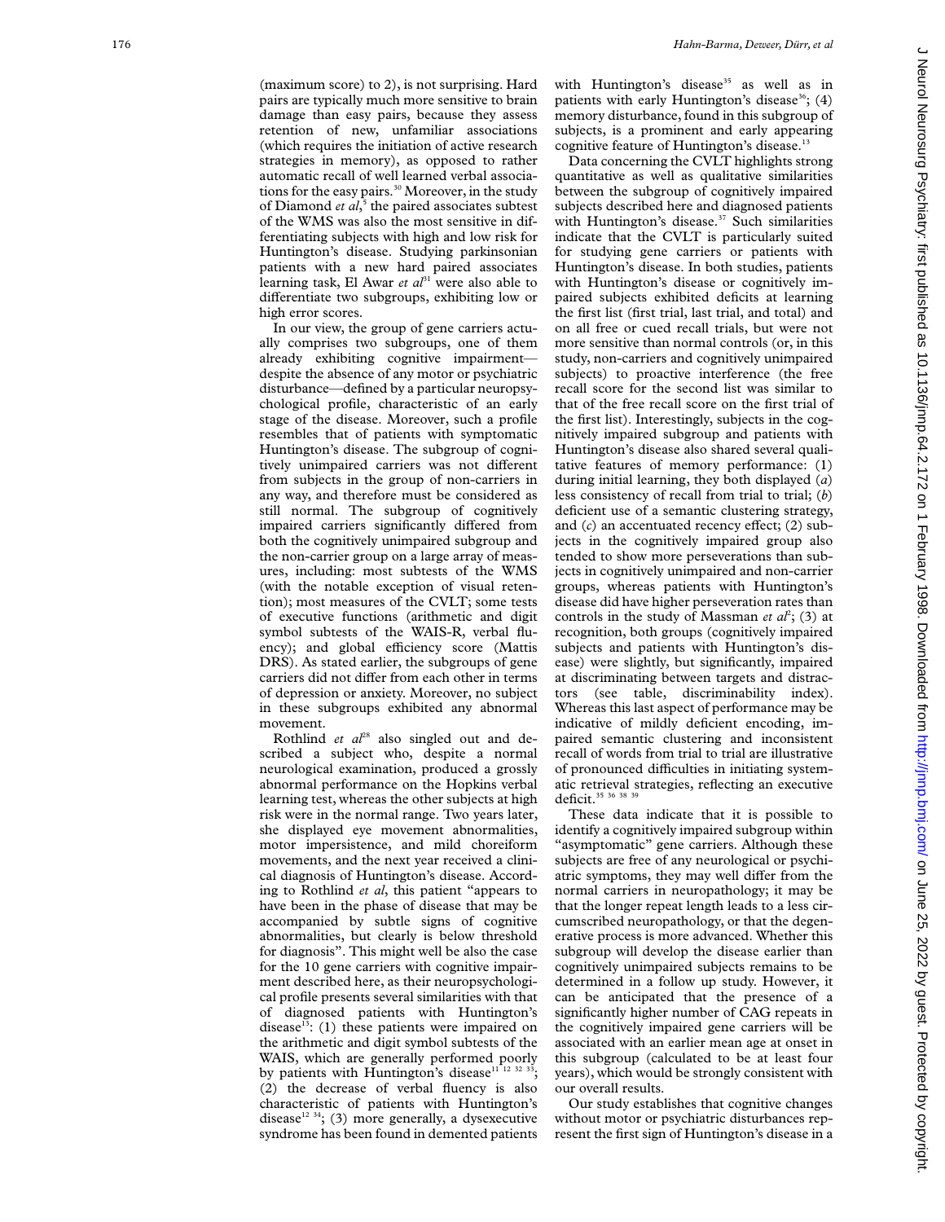(maximum score) to 2), is not surprising. Hard pairs are typically much more sensitive to brain damage than easy pairs, because they assess retention of new, unfamiliar associations (which requires the initiation of active research strategies in memory), as opposed to rather automatic recall of well learned verbal associations for the easy pairs.[30] Moreover, in the study of Diamond *et al*,[5] the paired associates subtest of the WMS was also the most sensitive in differentiating subjects with high and low risk for Huntington's disease. Studying parkinsonian patients with a new hard paired associates learning task, El Awar *et al*[31] were also able to differentiate two subgroups, exhibiting low or high error scores.

In our view, the group of gene carriers actually comprises two subgroups, one of them already exhibiting cognitive impairment—despite the absence of any motor or psychiatric disturbance—defined by a particular neuropsychological profile, characteristic of an early stage of the disease. Moreover, such a profile resembles that of patients with symptomatic Huntington's disease. The subgroup of cognitively unimpaired carriers was not different from subjects in the group of non-carriers in any way, and therefore must be considered as still normal. The subgroup of cognitively impaired carriers significantly differed from both the cognitively unimpaired subgroup and the non-carrier group on a large array of measures, including: most subtests of the WMS (with the notable exception of visual retention); most measures of the CVLT; some tests of executive functions (arithmetic and digit symbol subtests of the WAIS-R, verbal fluency); and global efficiency score (Mattis DRS). As stated earlier, the subgroups of gene carriers did not differ from each other in terms of depression or anxiety. Moreover, no subject in these subgroups exhibited any abnormal movement.

Rothlind *et al*[28] also singled out and described a subject who, despite a normal neurological examination, produced a grossly abnormal performance on the Hopkins verbal learning test, whereas the other subjects at high risk were in the normal range. Two years later, she displayed eye movement abnormalities, motor impersistence, and mild choreiform movements, and the next year received a clinical diagnosis of Huntington's disease. According to Rothlind *et al*, this patient "appears to have been in the phase of disease that may be accompanied by subtle signs of cognitive abnormalities, but clearly is below threshold for diagnosis". This might well be also the case for the 10 gene carriers with cognitive impairment described here, as their neuropsychological profile presents several similarities with that of diagnosed patients with Huntington's disease[13]: (1) these patients were impaired on the arithmetic and digit symbol subtests of the WAIS, which are generally performed poorly by patients with Huntington's disease[11 12 32 33]; (2) the decrease of verbal fluency is also characteristic of patients with Huntington's disease[12 34]; (3) more generally, a dysexecutive syndrome has been found in demented patients with Huntington's disease[35] as well as in patients with early Huntington's disease[36]; (4) memory disturbance, found in this subgroup of subjects, is a prominent and early appearing cognitive feature of Huntington's disease.[13]

Data concerning the CVLT highlights strong quantitative as well as qualitative similarities between the subgroup of cognitively impaired subjects described here and diagnosed patients with Huntington's disease.[37] Such similarities indicate that the CVLT is particularly suited for studying gene carriers or patients with Huntington's disease. In both studies, patients with Huntington's disease or cognitively impaired subjects exhibited deficits at learning the first list (first trial, last trial, and total) and on all free or cued recall trials, but were not more sensitive than normal controls (or, in this study, non-carriers and cognitively unimpaired subjects) to proactive interference (the free recall score for the second list was similar to that of the free recall score on the first trial of the first list). Interestingly, subjects in the cognitively impaired subgroup and patients with Huntington's disease also shared several qualitative features of memory performance: (1) during initial learning, they both displayed (*a*) less consistency of recall from trial to trial; (*b*) deficient use of a semantic clustering strategy, and (*c*) an accentuated recency effect; (2) subjects in the cognitively impaired group also tended to show more perseverations than subjects in cognitively unimpaired and non-carrier groups, whereas patients with Huntington's disease did have higher perseveration rates than controls in the study of Massman *et al*[2]; (3) at recognition, both groups (cognitively impaired subjects and patients with Huntington's disease) were slightly, but significantly, impaired at discriminating between targets and distractors (see table, discriminability index). Whereas this last aspect of performance may be indicative of mildly deficient encoding, impaired semantic clustering and inconsistent recall of words from trial to trial are illustrative of pronounced difficulties in initiating systematic retrieval strategies, reflecting an executive deficit.[35 36 38 39]

These data indicate that it is possible to identify a cognitively impaired subgroup within "asymptomatic" gene carriers. Although these subjects are free of any neurological or psychiatric symptoms, they may well differ from the normal carriers in neuropathology; it may be that the longer repeat length leads to a less circumscribed neuropathology, or that the degenerative process is more advanced. Whether this subgroup will develop the disease earlier than cognitively unimpaired subjects remains to be determined in a follow up study. However, it can be anticipated that the presence of a significantly higher number of CAG repeats in the cognitively impaired gene carriers will be associated with an earlier mean age at onset in this subgroup (calculated to be at least four years), which would be strongly consistent with our overall results.

Our study establishes that cognitive changes without motor or psychiatric disturbances represent the first sign of Huntington's disease in a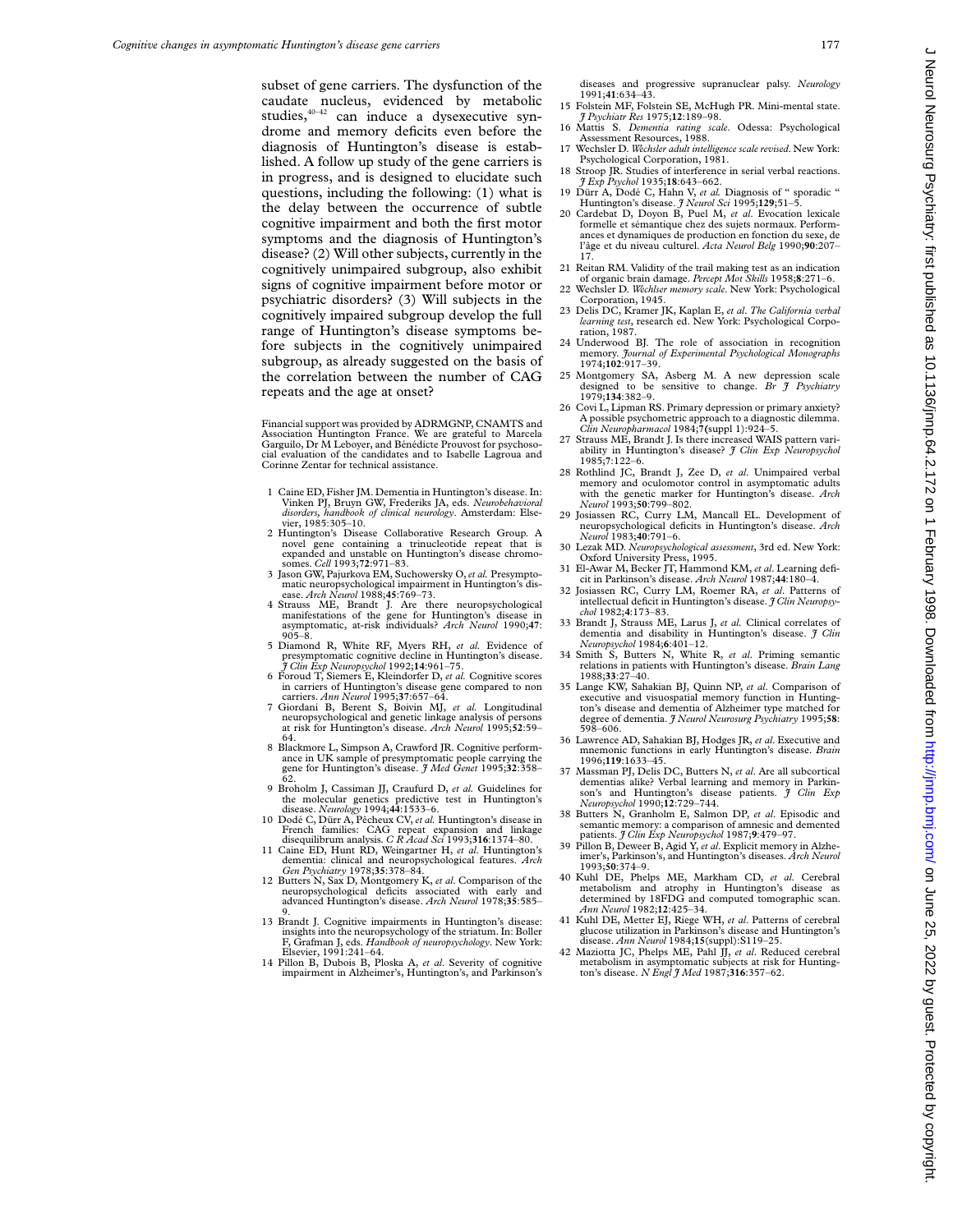subset of gene carriers. The dysfunction of the caudate nucleus, evidenced by metabolic studies,[40–42] can induce a dysexecutive syndrome and memory deficits even before the diagnosis of Huntington's disease is established. A follow up study of the gene carriers is in progress, and is designed to elucidate such questions, including the following: (1) what is the delay between the occurrence of subtle cognitive impairment and both the first motor symptoms and the diagnosis of Huntington's disease? (2) Will other subjects, currently in the cognitively unimpaired subgroup, also exhibit signs of cognitive impairment before motor or psychiatric disorders? (3) Will subjects in the cognitively impaired subgroup develop the full range of Huntington's disease symptoms before subjects in the cognitively unimpaired subgroup, as already suggested on the basis of the correlation between the number of CAG repeats and the age at onset?

Financial support was provided by ADRMGNP, CNAMTS and Association Huntington France. We are grateful to Marcela Garguilo, Dr M Leboyer, and Bénédicte Prouvost for psychosocial evaluation of the candidates and to Isabelle Lagroua and Corinne Zentar for technical assistance.

1. Caine ED, Fisher JM. Dementia in Huntington's disease. In: Vinken PJ, Bruyn GW, Frederiks JA, eds. *Neurobehavioral disorders, handbook of clinical neurology*. Amsterdam: Elsevier, 1985:305–10.
2. Huntington's Disease Collaborative Research Group. A novel gene containing a trinucleotide repeat that is expanded and unstable on Huntington's disease chromosomes. *Cell* 1993;**72**:971–83.
3. Jason GW, Pajurkova EM, Suchowersky O, *et al.* Presymptomatic neuropsychological impairment in Huntington's disease. *Arch Neurol* 1988;**45**:769–73.
4. Strauss ME, Brandt J. Are there neuropsychological manifestations of the gene for Huntington's disease in asymptomatic, at-risk individuals? *Arch Neurol* 1990;**47**: 905–8.
5. Diamond R, White RF, Myers RH, *et al.* Evidence of presymptomatic cognitive decline in Huntington's disease. *J Clin Exp Neuropsychol* 1992;**14**:961–75.
6. Foroud T, Siemers E, Kleindorfer D, *et al.* Cognitive scores in carriers of Huntington's disease gene compared to non carriers. *Ann Neurol* 1995;**37**:657–64.
7. Giordani B, Berent S, Boivin MJ, *et al.* Longitudinal neuropsychological and genetic linkage analysis of persons at risk for Huntington's disease. *Arch Neurol* 1995;**52**:59–64.
8. Blackmore L, Simpson A, Crawford JR. Cognitive performance in UK sample of presymptomatic people carrying the gene for Huntington's disease. *J Med Genet* 1995;**32**:358–62.
9. Broholm J, Cassiman JJ, Craufurd D, *et al.* Guidelines for the molecular genetics predictive test in Huntington's disease. *Neurology* 1994;**44**:1533–6.
10. Dodé C, Dürr A, Pêcheux CV, *et al.* Huntington's disease in French families: CAG repeat expansion and linkage disequilibrium analysis. *C R Acad Sci* 1993;**316**:1374–80.
11. Caine ED, Hunt RD, Weingartner H, *et al.* Huntington's dementia: clinical and neuropsychological features. *Arch Gen Psychiatry* 1978;**35**:378–84.
12. Butters N, Sax D, Montgomery K, *et al.* Comparison of the neuropsychological deficits associated with early and advanced Huntington's disease. *Arch Neurol* 1978;**35**:585–9.
13. Brandt J. Cognitive impairments in Huntington's disease: insights into the neuropsychology of the striatum. In: Boller F, Grafman J, eds. *Handbook of neuropsychology*. New York: Elsevier, 1991:241–64.
14. Pillon B, Dubois B, Ploska A, *et al.* Severity of cognitive impairment in Alzheimer's, Huntington's, and Parkinson's diseases and progressive supranuclear palsy. *Neurology* 1991;**41**:634–43.
15. Folstein MF, Folstein SE, McHugh PR. Mini-mental state. *J Psychiatr Res* 1975;**12**:189–98.
16. Mattis S. *Dementia rating scale*. Odessa: Psychological Assessment Resources, 1988.
17. Wechsler D. *Wechsler adult intelligence scale revised*. New York: Psychological Corporation, 1981.
18. Stroop JR. Studies of interference in serial verbal reactions. *J Exp Psychol* 1935;**18**:643–662.
19. Dürr A, Dodé C, Hahn V, *et al.* Diagnosis of " sporadic " Huntington's disease. *J Neurol Sci* 1995;**129**;51–5.
20. Cardebat D, Doyon B, Puel M, *et al.* Evocation lexicale formelle et sémantique chez des sujets normaux. Performances et dynamiques de production en fonction du sexe, de l'âge et du niveau culturel. *Acta Neurol Belg* 1990;**90**:207–17.
21. Reitan RM. Validity of the trail making test as an indication of organic brain damage. *Percept Mot Skills* 1958;**8**:271–6.
22. Wechsler D. *Wechlser memory scale*. New York: Psychological Corporation, 1945.
23. Delis DC, Kramer JK, Kaplan E, *et al. The California verbal learning test*, research ed. New York: Psychological Corporation, 1987.
24. Underwood BJ. The role of association in recognition memory. *Journal of Experimental Psychological Monographs* 1974;**102**:917–39.
25. Montgomery SA, Asberg M. A new depression scale designed to be sensitive to change. *Br J Psychiatry* 1979;**134**:382–9.
26. Covi L, Lipman RS. Primary depression or primary anxiety? A possible psychometric approach to a diagnostic dilemma. *Clin Neuropharmacol* 1984;**7**(suppl 1):924–5.
27. Strauss ME, Brandt J. Is there increased WAIS pattern variability in Huntington's disease? *J Clin Exp Neuropsychol* 1985;**7**:122–6.
28. Rothlind JC, Brandt J, Zee D, *et al.* Unimpaired verbal memory and oculomotor control in asymptomatic adults with the genetic marker for Huntington's disease. *Arch Neurol* 1993;**50**:799–802.
29. Josiassen RC, Curry LM, Mancall EL. Development of neuropsychological deficits in Huntington's disease. *Arch Neurol* 1983;**40**:791–6.
30. Lezak MD. *Neuropsychological assessment*, 3rd ed. New York: Oxford University Press, 1995.
31. El-Awar M, Becker JT, Hammond KM, *et al.* Learning deficit in Parkinson's disease. *Arch Neurol* 1987;**44**:180–4.
32. Josiassen RC, Curry LM, Roemer RA, *et al.* Patterns of intellectual deficit in Huntington's disease. *J Clin Neuropsychol* 1982;**4**:173–83.
33. Brandt J, Strauss ME, Larus J, *et al.* Clinical correlates of dementia and disability in Huntington's disease. *J Clin Neuropsychol* 1984;**6**:401–12.
34. Smith S, Butters N, White R, *et al.* Priming semantic relations in patients with Huntington's disease. *Brain Lang* 1988;**33**:27–40.
35. Lange KW, Sahakian BJ, Quinn NP, *et al.* Comparison of executive and visuospatial memory function in Huntington's disease and dementia of Alzheimer type matched for degree of dementia. *J Neurol Neurosurg Psychiatry* 1995;**58**: 598–606.
36. Lawrence AD, Sahakian BJ, Hodges JR, *et al.* Executive and mnemonic functions in early Huntington's disease. *Brain* 1996;**119**:1633–45.
37. Massman PJ, Delis DC, Butters N, *et al.* Are all subcortical dementias alike? Verbal learning and memory in Parkinson's and Huntington's disease patients. *J Clin Exp Neuropsychol* 1990;**12**:729–744.
38. Butters N, Granholm E, Salmon DP, *et al.* Episodic and semantic memory: a comparison of amnesic and demented patients. *J Clin Exp Neuropsychol* 1987;**9**:479–97.
39. Pillon B, Deweer B, Agid Y, *et al.* Explicit memory in Alzheimer's, Parkinson's, and Huntington's diseases. *Arch Neurol* 1993;**50**:374–9.
40. Kuhl DE, Phelps ME, Markham CD, *et al.* Cerebral metabolism and atrophy in Huntington's disease as determined by 18FDG and computed tomographic scan. *Ann Neurol* 1982;**12**:425–34.
41. Kuhl DE, Metter EJ, Riege WH, *et al.* Patterns of cerebral glucose utilization in Parkinson's disease and Huntington's disease. *Ann Neurol* 1984;**15**(suppl):S119–25.
42. Maziotta JC, Phelps ME, Pahl JJ, *et al.* Reduced cerebral metabolism in asymptomatic subjects at risk for Huntington's disease. *N Engl J Med* 1987;**316**:357–62.